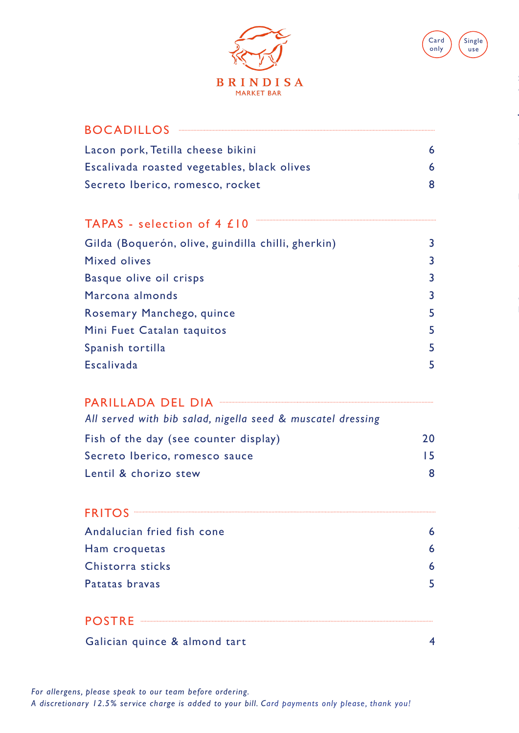# BRINDISA
MARKET BAR

Card only | Single use

## BOCADILLOS

| Item | Price |
|---|---|
| Lacon pork, Tetilla cheese bikini | 6 |
| Escalivada roasted vegetables, black olives | 6 |
| Secreto Iberico, romesco, rocket | 8 |

## TAPAS - selection of 4 £10

| Item | Price |
|---|---|
| Gilda (Boquerón, olive, guindilla chilli, gherkin) | 3 |
| Mixed olives | 3 |
| Basque olive oil crisps | 3 |
| Marcona almonds | 3 |
| Rosemary Manchego, quince | 5 |
| Mini Fuet Catalan taquitos | 5 |
| Spanish tortilla | 5 |
| Escalivada | 5 |

## PARILLADA DEL DIA

*All served with bib salad, nigella seed & muscatel dressing*

| Item | Price |
|---|---|
| Fish of the day (see counter display) | 20 |
| Secreto Iberico, romesco sauce | 15 |
| Lentil & chorizo stew | 8 |

## FRITOS

| Item | Price |
|---|---|
| Andalucian fried fish cone | 6 |
| Ham croquetas | 6 |
| Chistorra sticks | 6 |
| Patatas bravas | 5 |

## POSTRE

| Item | Price |
|---|---|
| Galician quince & almond tart | 4 |

*For allergens, please speak to our team before ordering.*
*A discretionary 12.5% service charge is added to your bill. Card payments only please, thank you!*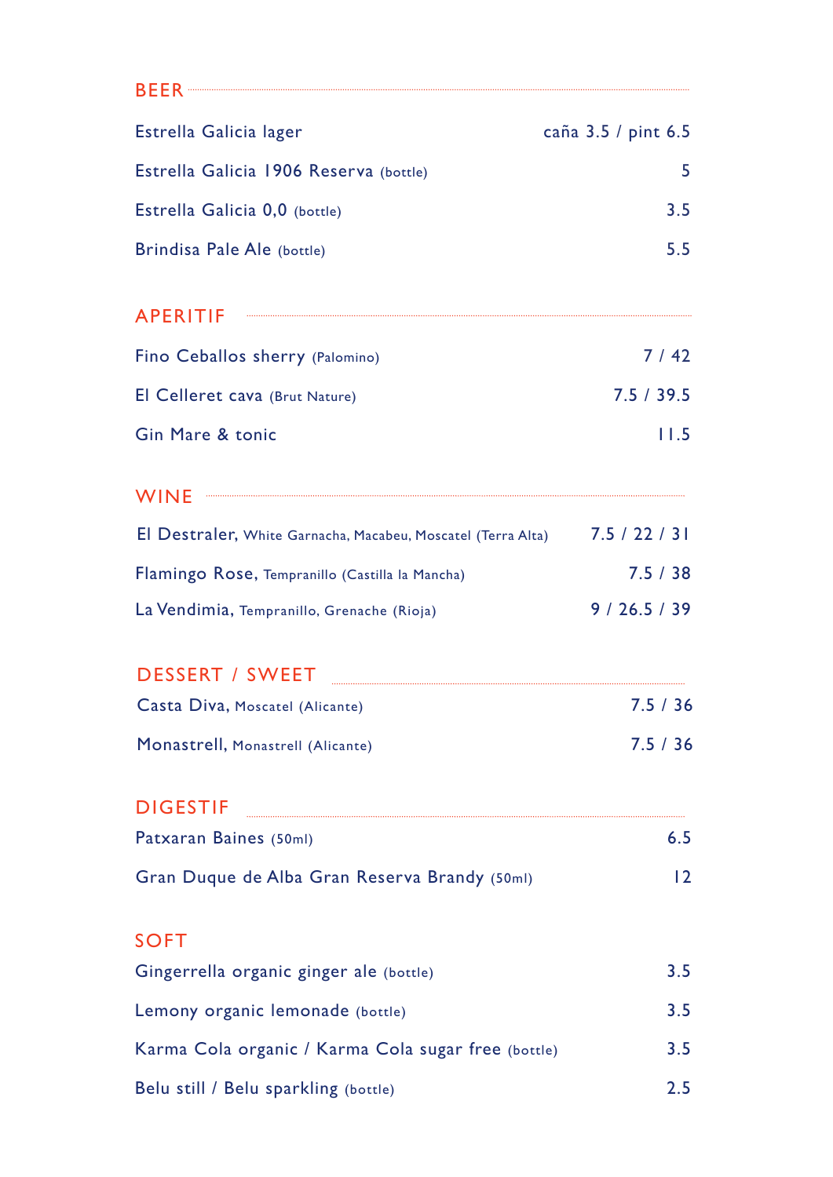## BEER

| | |
|---|---|
| Estrella Galicia lager | caña 3.5 / pint 6.5 |
| Estrella Galicia 1906 Reserva (bottle) | 5 |
| Estrella Galicia 0,0 (bottle) | 3.5 |
| Brindisa Pale Ale (bottle) | 5.5 |

## APERITIF

| | |
|---|---|
| Fino Ceballos sherry (Palomino) | 7 / 42 |
| El Celleret cava (Brut Nature) | 7.5 / 39.5 |
| Gin Mare & tonic | 11.5 |

## WINE

| | |
|---|---|
| El Destraler, White Garnacha, Macabeu, Moscatel (Terra Alta) | 7.5 / 22 / 31 |
| Flamingo Rose, Tempranillo (Castilla la Mancha) | 7.5 / 38 |
| La Vendimia, Tempranillo, Grenache (Rioja) | 9 / 26.5 / 39 |

## DESSERT / SWEET

| | |
|---|---|
| Casta Diva, Moscatel (Alicante) | 7.5 / 36 |
| Monastrell, Monastrell (Alicante) | 7.5 / 36 |

## DIGESTIF

| | |
|---|---|
| Patxaran Baines (50ml) | 6.5 |
| Gran Duque de Alba Gran Reserva Brandy (50ml) | 12 |

## SOFT

| | |
|---|---|
| Gingerrella organic ginger ale (bottle) | 3.5 |
| Lemony organic lemonade (bottle) | 3.5 |
| Karma Cola organic / Karma Cola sugar free (bottle) | 3.5 |
| Belu still / Belu sparkling (bottle) | 2.5 |